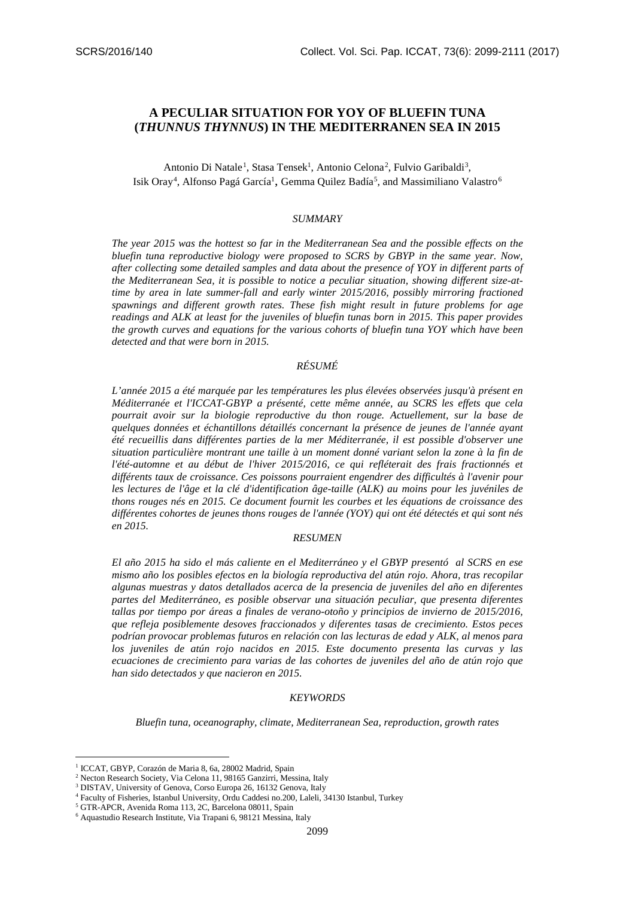SCRS/2016/140

# A PECULIAR SITUATION FOR YOY OF BLUEFIN TUNA (*THUNNUS THYNNUS*) IN THE MEDITERRANEN SEA IN 2015

Antonio Di Natale[1], Stasa Tensek[1], Antonio Celona[2], Fulvio Garibaldi[3], Isik Oray[4], Alfonso Pagá García[1], Gemma Quilez Badía[5], and Massimiliano Valastro[6]

## *SUMMARY*

*The year 2015 was the hottest so far in the Mediterranean Sea and the possible effects on the bluefin tuna reproductive biology were proposed to SCRS by GBYP in the same year. Now, after collecting some detailed samples and data about the presence of YOY in different parts of the Mediterranean Sea, it is possible to notice a peculiar situation, showing different size-at-time by area in late summer-fall and early winter 2015/2016, possibly mirroring fractioned spawnings and different growth rates. These fish might result in future problems for age readings and ALK at least for the juveniles of bluefin tunas born in 2015. This paper provides the growth curves and equations for the various cohorts of bluefin tuna YOY which have been detected and that were born in 2015.*

## *RÉSUMÉ*

*L'année 2015 a été marquée par les températures les plus élevées observées jusqu'à présent en Méditerranée et l'ICCAT-GBYP a présenté, cette même année, au SCRS les effets que cela pourrait avoir sur la biologie reproductive du thon rouge. Actuellement, sur la base de quelques données et échantillons détaillés concernant la présence de jeunes de l'année ayant été recueillis dans différentes parties de la mer Méditerranée, il est possible d'observer une situation particulière montrant une taille à un moment donné variant selon la zone à la fin de l'été-automne et au début de l'hiver 2015/2016, ce qui refléterait des frais fractionnés et différents taux de croissance. Ces poissons pourraient engendrer des difficultés à l'avenir pour les lectures de l'âge et la clé d'identification âge-taille (ALK) au moins pour les juvéniles de thons rouges nés en 2015. Ce document fournit les courbes et les équations de croissance des différentes cohortes de jeunes thons rouges de l'année (YOY) qui ont été détectés et qui sont nés en 2015.*

## *RESUMEN*

*El año 2015 ha sido el más caliente en el Mediterráneo y el GBYP presentó al SCRS en ese mismo año los posibles efectos en la biología reproductiva del atún rojo. Ahora, tras recopilar algunas muestras y datos detallados acerca de la presencia de juveniles del año en diferentes partes del Mediterráneo, es posible observar una situación peculiar, que presenta diferentes tallas por tiempo por áreas a finales de verano-otoño y principios de invierno de 2015/2016, que refleja posiblemente desoves fraccionados y diferentes tasas de crecimiento. Estos peces podrían provocar problemas futuros en relación con las lecturas de edad y ALK, al menos para los juveniles de atún rojo nacidos en 2015. Este documento presenta las curvas y las ecuaciones de crecimiento para varias de las cohortes de juveniles del año de atún rojo que han sido detectados y que nacieron en 2015.*

## *KEYWORDS*

*Bluefin tuna, oceanography, climate, Mediterranean Sea, reproduction, growth rates*

---

[1] ICCAT, GBYP, Corazón de Maria 8, 6a, 28002 Madrid, Spain
[2] Necton Research Society, Via Celona 11, 98165 Ganzirri, Messina, Italy
[3] DISTAV, University of Genova, Corso Europa 26, 16132 Genova, Italy
[4] Faculty of Fisheries, Istanbul University, Ordu Caddesi no.200, Laleli, 34130 Istanbul, Turkey
[5] GTR-APCR, Avenida Roma 113, 2C, Barcelona 08011, Spain
[6] Aquastudio Research Institute, Via Trapani 6, 98121 Messina, Italy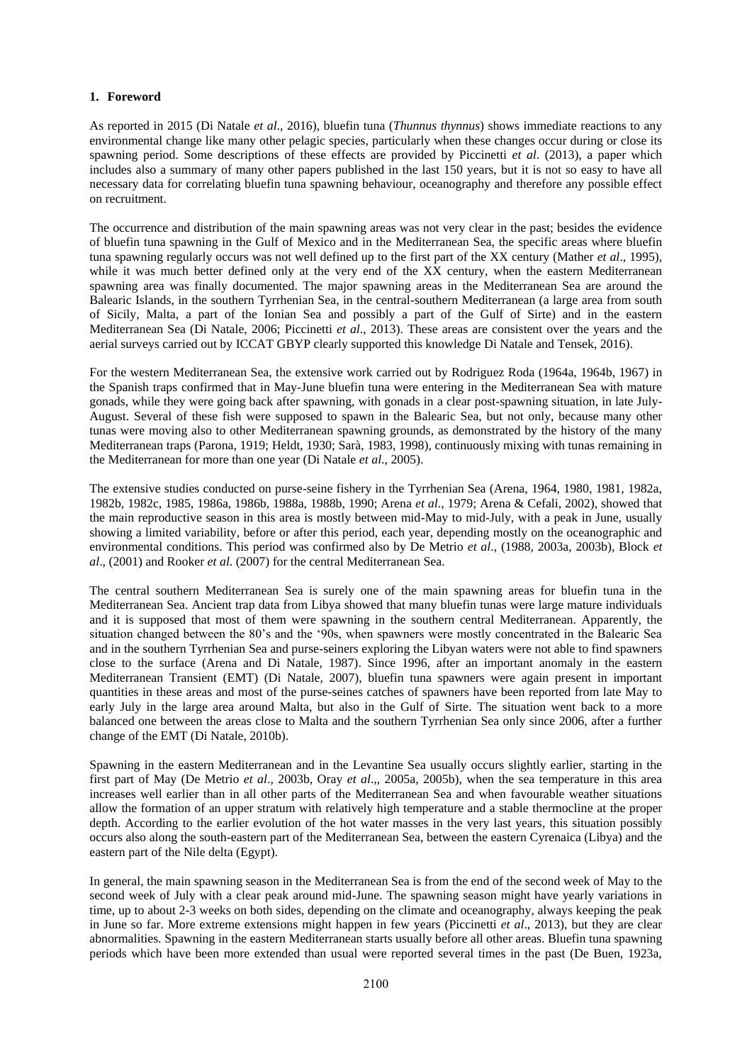## 1. Foreword

As reported in 2015 (Di Natale *et al*., 2016), bluefin tuna (*Thunnus thynnus*) shows immediate reactions to any environmental change like many other pelagic species, particularly when these changes occur during or close its spawning period. Some descriptions of these effects are provided by Piccinetti *et al*. (2013), a paper which includes also a summary of many other papers published in the last 150 years, but it is not so easy to have all necessary data for correlating bluefin tuna spawning behaviour, oceanography and therefore any possible effect on recruitment.

The occurrence and distribution of the main spawning areas was not very clear in the past; besides the evidence of bluefin tuna spawning in the Gulf of Mexico and in the Mediterranean Sea, the specific areas where bluefin tuna spawning regularly occurs was not well defined up to the first part of the XX century (Mather *et al*., 1995), while it was much better defined only at the very end of the XX century, when the eastern Mediterranean spawning area was finally documented. The major spawning areas in the Mediterranean Sea are around the Balearic Islands, in the southern Tyrrhenian Sea, in the central-southern Mediterranean (a large area from south of Sicily, Malta, a part of the Ionian Sea and possibly a part of the Gulf of Sirte) and in the eastern Mediterranean Sea (Di Natale, 2006; Piccinetti *et al*., 2013). These areas are consistent over the years and the aerial surveys carried out by ICCAT GBYP clearly supported this knowledge Di Natale and Tensek, 2016).

For the western Mediterranean Sea, the extensive work carried out by Rodriguez Roda (1964a, 1964b, 1967) in the Spanish traps confirmed that in May-June bluefin tuna were entering in the Mediterranean Sea with mature gonads, while they were going back after spawning, with gonads in a clear post-spawning situation, in late July-August. Several of these fish were supposed to spawn in the Balearic Sea, but not only, because many other tunas were moving also to other Mediterranean spawning grounds, as demonstrated by the history of the many Mediterranean traps (Parona, 1919; Heldt, 1930; Sarà, 1983, 1998), continuously mixing with tunas remaining in the Mediterranean for more than one year (Di Natale *et al*., 2005).

The extensive studies conducted on purse-seine fishery in the Tyrrhenian Sea (Arena, 1964, 1980, 1981, 1982a, 1982b, 1982c, 1985, 1986a, 1986b, 1988a, 1988b, 1990; Arena *et al*., 1979; Arena & Cefali, 2002), showed that the main reproductive season in this area is mostly between mid-May to mid-July, with a peak in June, usually showing a limited variability, before or after this period, each year, depending mostly on the oceanographic and environmental conditions. This period was confirmed also by De Metrio *et al*., (1988, 2003a, 2003b), Block *et al*., (2001) and Rooker *et al.* (2007) for the central Mediterranean Sea.

The central southern Mediterranean Sea is surely one of the main spawning areas for bluefin tuna in the Mediterranean Sea. Ancient trap data from Libya showed that many bluefin tunas were large mature individuals and it is supposed that most of them were spawning in the southern central Mediterranean. Apparently, the situation changed between the 80's and the '90s, when spawners were mostly concentrated in the Balearic Sea and in the southern Tyrrhenian Sea and purse-seiners exploring the Libyan waters were not able to find spawners close to the surface (Arena and Di Natale, 1987). Since 1996, after an important anomaly in the eastern Mediterranean Transient (EMT) (Di Natale, 2007), bluefin tuna spawners were again present in important quantities in these areas and most of the purse-seines catches of spawners have been reported from late May to early July in the large area around Malta, but also in the Gulf of Sirte. The situation went back to a more balanced one between the areas close to Malta and the southern Tyrrhenian Sea only since 2006, after a further change of the EMT (Di Natale, 2010b).

Spawning in the eastern Mediterranean and in the Levantine Sea usually occurs slightly earlier, starting in the first part of May (De Metrio *et al*., 2003b, Oray *et al*.,, 2005a, 2005b), when the sea temperature in this area increases well earlier than in all other parts of the Mediterranean Sea and when favourable weather situations allow the formation of an upper stratum with relatively high temperature and a stable thermocline at the proper depth. According to the earlier evolution of the hot water masses in the very last years, this situation possibly occurs also along the south-eastern part of the Mediterranean Sea, between the eastern Cyrenaica (Libya) and the eastern part of the Nile delta (Egypt).

In general, the main spawning season in the Mediterranean Sea is from the end of the second week of May to the second week of July with a clear peak around mid-June. The spawning season might have yearly variations in time, up to about 2-3 weeks on both sides, depending on the climate and oceanography, always keeping the peak in June so far. More extreme extensions might happen in few years (Piccinetti *et al*., 2013), but they are clear abnormalities. Spawning in the eastern Mediterranean starts usually before all other areas. Bluefin tuna spawning periods which have been more extended than usual were reported several times in the past (De Buen, 1923a,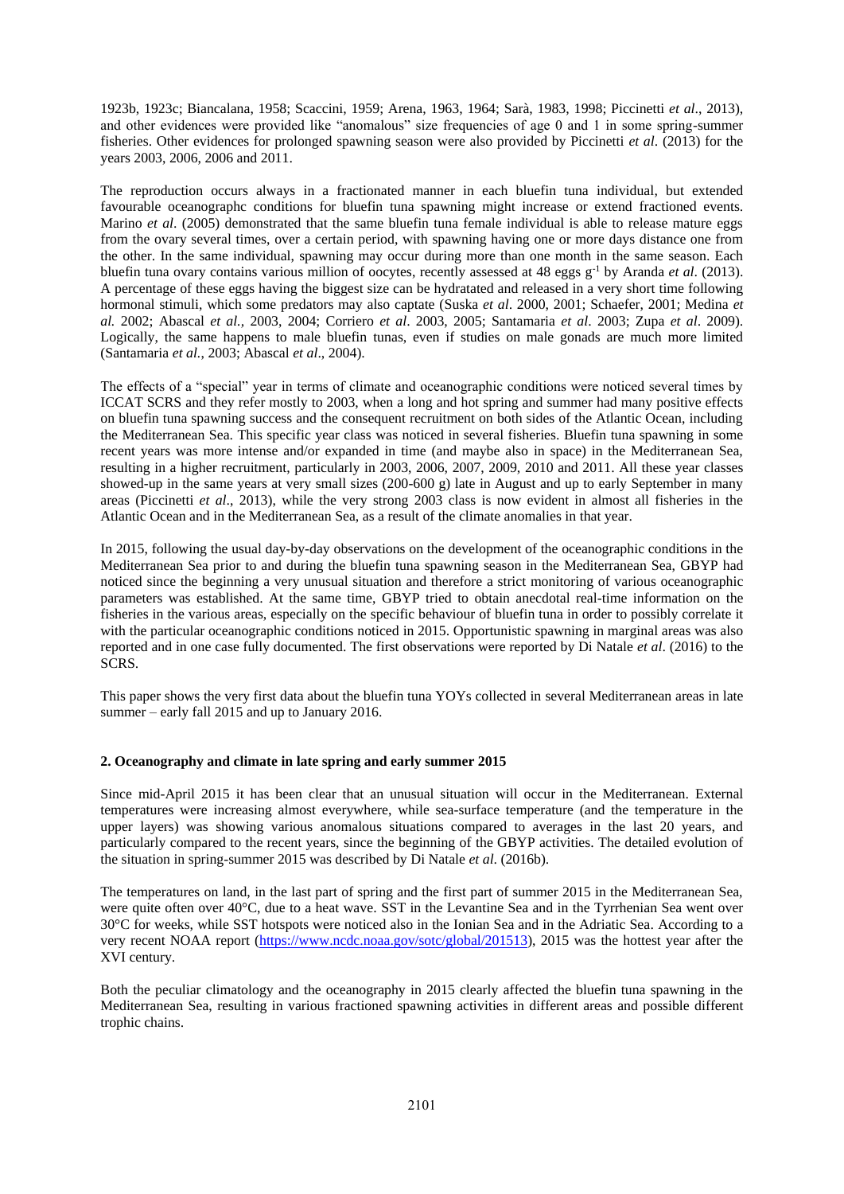1923b, 1923c; Biancalana, 1958; Scaccini, 1959; Arena, 1963, 1964; Sarà, 1983, 1998; Piccinetti *et al*., 2013), and other evidences were provided like "anomalous" size frequencies of age 0 and 1 in some spring-summer fisheries. Other evidences for prolonged spawning season were also provided by Piccinetti *et al*. (2013) for the years 2003, 2006, 2006 and 2011.

The reproduction occurs always in a fractionated manner in each bluefin tuna individual, but extended favourable oceanographc conditions for bluefin tuna spawning might increase or extend fractioned events. Marino *et al*. (2005) demonstrated that the same bluefin tuna female individual is able to release mature eggs from the ovary several times, over a certain period, with spawning having one or more days distance one from the other. In the same individual, spawning may occur during more than one month in the same season. Each bluefin tuna ovary contains various million of oocytes, recently assessed at 48 eggs $g^{-1}$ by Aranda *et al*. (2013). A percentage of these eggs having the biggest size can be hydratated and released in a very short time following hormonal stimuli, which some predators may also captate (Suska *et al*. 2000, 2001; Schaefer, 2001; Medina *et al.* 2002; Abascal *et al.*, 2003, 2004; Corriero *et al*. 2003, 2005; Santamaria *et al*. 2003; Zupa *et al*. 2009). Logically, the same happens to male bluefin tunas, even if studies on male gonads are much more limited (Santamaria *et al.*, 2003; Abascal *et al*., 2004).

The effects of a "special" year in terms of climate and oceanographic conditions were noticed several times by ICCAT SCRS and they refer mostly to 2003, when a long and hot spring and summer had many positive effects on bluefin tuna spawning success and the consequent recruitment on both sides of the Atlantic Ocean, including the Mediterranean Sea. This specific year class was noticed in several fisheries. Bluefin tuna spawning in some recent years was more intense and/or expanded in time (and maybe also in space) in the Mediterranean Sea, resulting in a higher recruitment, particularly in 2003, 2006, 2007, 2009, 2010 and 2011. All these year classes showed-up in the same years at very small sizes (200-600 g) late in August and up to early September in many areas (Piccinetti *et al*., 2013), while the very strong 2003 class is now evident in almost all fisheries in the Atlantic Ocean and in the Mediterranean Sea, as a result of the climate anomalies in that year.

In 2015, following the usual day-by-day observations on the development of the oceanographic conditions in the Mediterranean Sea prior to and during the bluefin tuna spawning season in the Mediterranean Sea, GBYP had noticed since the beginning a very unusual situation and therefore a strict monitoring of various oceanographic parameters was established. At the same time, GBYP tried to obtain anecdotal real-time information on the fisheries in the various areas, especially on the specific behaviour of bluefin tuna in order to possibly correlate it with the particular oceanographic conditions noticed in 2015. Opportunistic spawning in marginal areas was also reported and in one case fully documented. The first observations were reported by Di Natale *et al*. (2016) to the SCRS.

This paper shows the very first data about the bluefin tuna YOYs collected in several Mediterranean areas in late summer – early fall 2015 and up to January 2016.

## 2. Oceanography and climate in late spring and early summer 2015

Since mid-April 2015 it has been clear that an unusual situation will occur in the Mediterranean. External temperatures were increasing almost everywhere, while sea-surface temperature (and the temperature in the upper layers) was showing various anomalous situations compared to averages in the last 20 years, and particularly compared to the recent years, since the beginning of the GBYP activities. The detailed evolution of the situation in spring-summer 2015 was described by Di Natale *et al.* (2016b).

The temperatures on land, in the last part of spring and the first part of summer 2015 in the Mediterranean Sea, were quite often over 40°C, due to a heat wave. SST in the Levantine Sea and in the Tyrrhenian Sea went over 30°C for weeks, while SST hotspots were noticed also in the Ionian Sea and in the Adriatic Sea. According to a very recent NOAA report (https://www.ncdc.noaa.gov/sotc/global/201513), 2015 was the hottest year after the XVI century.

Both the peculiar climatology and the oceanography in 2015 clearly affected the bluefin tuna spawning in the Mediterranean Sea, resulting in various fractioned spawning activities in different areas and possible different trophic chains.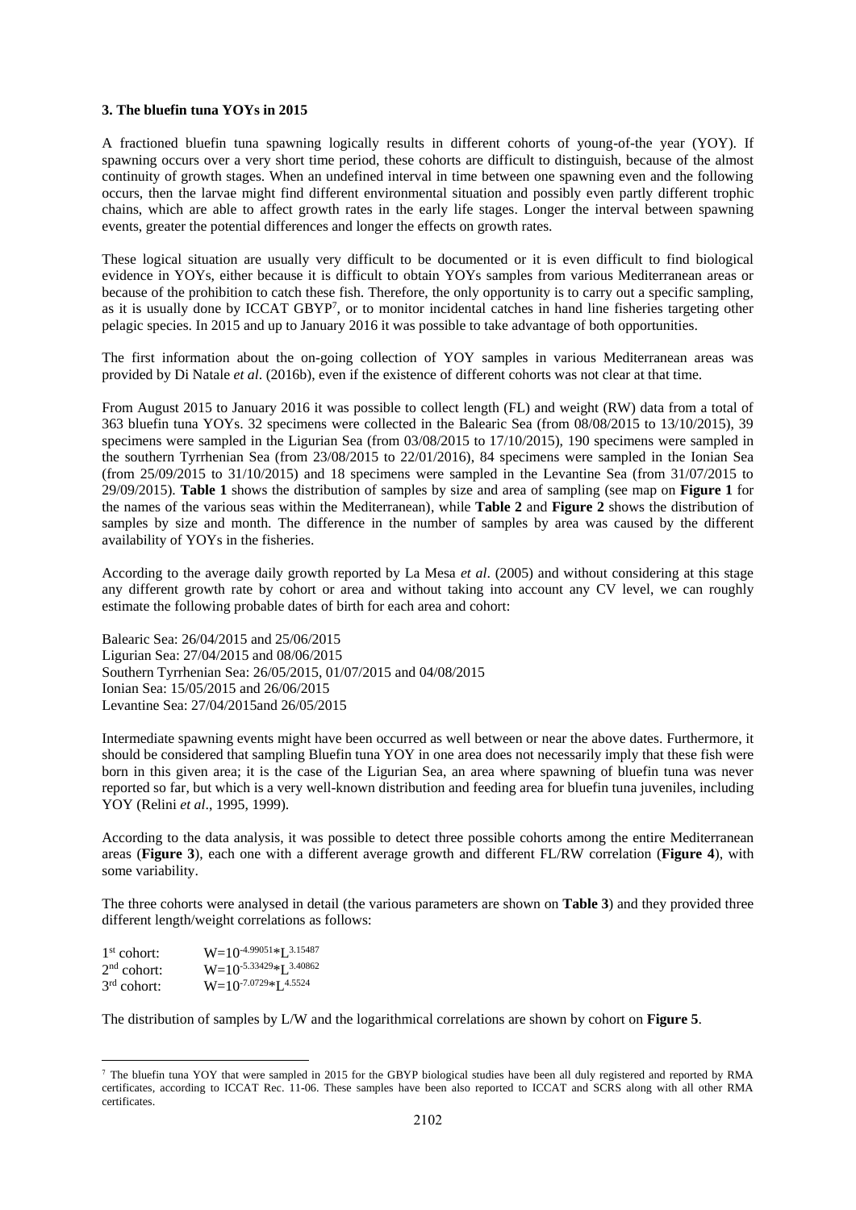### 3. The bluefin tuna YOYs in 2015

A fractioned bluefin tuna spawning logically results in different cohorts of young-of-the year (YOY). If spawning occurs over a very short time period, these cohorts are difficult to distinguish, because of the almost continuity of growth stages. When an undefined interval in time between one spawning even and the following occurs, then the larvae might find different environmental situation and possibly even partly different trophic chains, which are able to affect growth rates in the early life stages. Longer the interval between spawning events, greater the potential differences and longer the effects on growth rates.

These logical situation are usually very difficult to be documented or it is even difficult to find biological evidence in YOYs, either because it is difficult to obtain YOYs samples from various Mediterranean areas or because of the prohibition to catch these fish. Therefore, the only opportunity is to carry out a specific sampling, as it is usually done by ICCAT GBYP[7], or to monitor incidental catches in hand line fisheries targeting other pelagic species. In 2015 and up to January 2016 it was possible to take advantage of both opportunities.

The first information about the on-going collection of YOY samples in various Mediterranean areas was provided by Di Natale *et al*. (2016b), even if the existence of different cohorts was not clear at that time.

From August 2015 to January 2016 it was possible to collect length (FL) and weight (RW) data from a total of 363 bluefin tuna YOYs. 32 specimens were collected in the Balearic Sea (from 08/08/2015 to 13/10/2015), 39 specimens were sampled in the Ligurian Sea (from 03/08/2015 to 17/10/2015), 190 specimens were sampled in the southern Tyrrhenian Sea (from 23/08/2015 to 22/01/2016), 84 specimens were sampled in the Ionian Sea (from 25/09/2015 to 31/10/2015) and 18 specimens were sampled in the Levantine Sea (from 31/07/2015 to 29/09/2015). **Table 1** shows the distribution of samples by size and area of sampling (see map on **Figure 1** for the names of the various seas within the Mediterranean), while **Table 2** and **Figure 2** shows the distribution of samples by size and month. The difference in the number of samples by area was caused by the different availability of YOYs in the fisheries.

According to the average daily growth reported by La Mesa *et al*. (2005) and without considering at this stage any different growth rate by cohort or area and without taking into account any CV level, we can roughly estimate the following probable dates of birth for each area and cohort:

Balearic Sea: 26/04/2015 and 25/06/2015
Ligurian Sea: 27/04/2015 and 08/06/2015
Southern Tyrrhenian Sea: 26/05/2015, 01/07/2015 and 04/08/2015
Ionian Sea: 15/05/2015 and 26/06/2015
Levantine Sea: 27/04/2015and 26/05/2015

Intermediate spawning events might have been occurred as well between or near the above dates. Furthermore, it should be considered that sampling Bluefin tuna YOY in one area does not necessarily imply that these fish were born in this given area; it is the case of the Ligurian Sea, an area where spawning of bluefin tuna was never reported so far, but which is a very well-known distribution and feeding area for bluefin tuna juveniles, including YOY (Relini *et al*., 1995, 1999).

According to the data analysis, it was possible to detect three possible cohorts among the entire Mediterranean areas (**Figure 3**), each one with a different average growth and different FL/RW correlation (**Figure 4**), with some variability.

The three cohorts were analysed in detail (the various parameters are shown on **Table 3**) and they provided three different length/weight correlations as follows:

1st cohort: $W=10^{-4.99051}*L^{3.15487}$
2nd cohort: $W=10^{-5.33429}*L^{3.40862}$
3rd cohort: $W=10^{-7.0729}*L^{4.5524}$

The distribution of samples by L/W and the logarithmical correlations are shown by cohort on **Figure 5**.

---

[7] The bluefin tuna YOY that were sampled in 2015 for the GBYP biological studies have been all duly registered and reported by RMA certificates, according to ICCAT Rec. 11-06. These samples have been also reported to ICCAT and SCRS along with all other RMA certificates.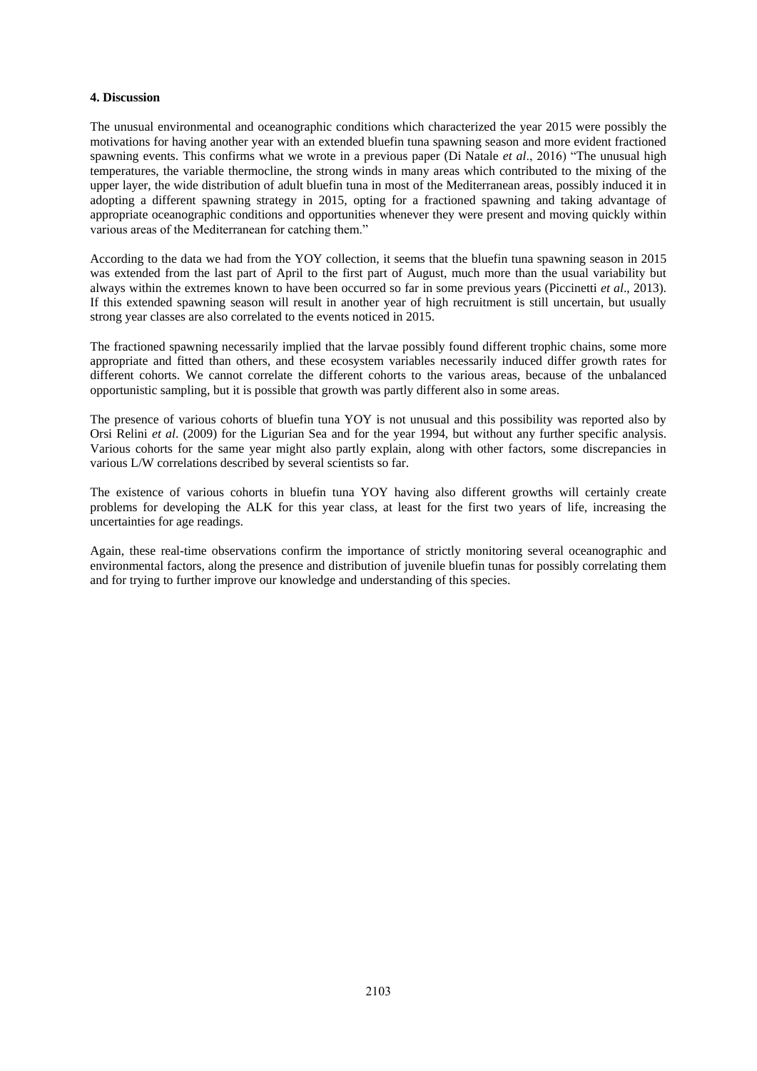**4. Discussion**

The unusual environmental and oceanographic conditions which characterized the year 2015 were possibly the motivations for having another year with an extended bluefin tuna spawning season and more evident fractioned spawning events. This confirms what we wrote in a previous paper (Di Natale *et al*., 2016) "The unusual high temperatures, the variable thermocline, the strong winds in many areas which contributed to the mixing of the upper layer, the wide distribution of adult bluefin tuna in most of the Mediterranean areas, possibly induced it in adopting a different spawning strategy in 2015, opting for a fractioned spawning and taking advantage of appropriate oceanographic conditions and opportunities whenever they were present and moving quickly within various areas of the Mediterranean for catching them."

According to the data we had from the YOY collection, it seems that the bluefin tuna spawning season in 2015 was extended from the last part of April to the first part of August, much more than the usual variability but always within the extremes known to have been occurred so far in some previous years (Piccinetti *et al*., 2013). If this extended spawning season will result in another year of high recruitment is still uncertain, but usually strong year classes are also correlated to the events noticed in 2015.

The fractioned spawning necessarily implied that the larvae possibly found different trophic chains, some more appropriate and fitted than others, and these ecosystem variables necessarily induced differ growth rates for different cohorts. We cannot correlate the different cohorts to the various areas, because of the unbalanced opportunistic sampling, but it is possible that growth was partly different also in some areas.

The presence of various cohorts of bluefin tuna YOY is not unusual and this possibility was reported also by Orsi Relini *et al*. (2009) for the Ligurian Sea and for the year 1994, but without any further specific analysis. Various cohorts for the same year might also partly explain, along with other factors, some discrepancies in various L/W correlations described by several scientists so far.

The existence of various cohorts in bluefin tuna YOY having also different growths will certainly create problems for developing the ALK for this year class, at least for the first two years of life, increasing the uncertainties for age readings.

Again, these real-time observations confirm the importance of strictly monitoring several oceanographic and environmental factors, along the presence and distribution of juvenile bluefin tunas for possibly correlating them and for trying to further improve our knowledge and understanding of this species.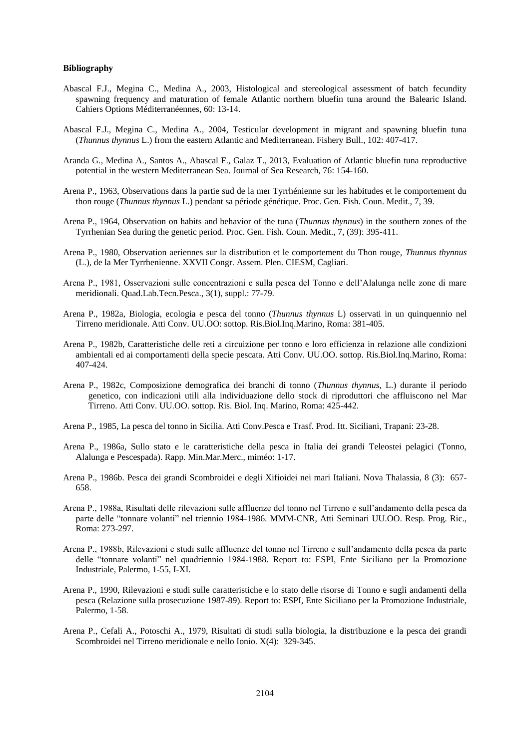**Bibliography**

Abascal F.J., Megina C., Medina A., 2003, Histological and stereological assessment of batch fecundity spawning frequency and maturation of female Atlantic northern bluefin tuna around the Balearic Island. Cahiers Options Méditerranéennes, 60: 13-14.

Abascal F.J., Megina C., Medina A., 2004, Testicular development in migrant and spawning bluefin tuna (*Thunnus thynnus* L.) from the eastern Atlantic and Mediterranean. Fishery Bull., 102: 407-417.

Aranda G., Medina A., Santos A., Abascal F., Galaz T., 2013, Evaluation of Atlantic bluefin tuna reproductive potential in the western Mediterranean Sea. Journal of Sea Research, 76: 154-160.

Arena P., 1963, Observations dans la partie sud de la mer Tyrrhénienne sur les habitudes et le comportement du thon rouge (*Thunnus thynnus* L.) pendant sa période génétique. Proc. Gen. Fish. Coun. Medit., 7, 39.

Arena P., 1964, Observation on habits and behavior of the tuna (*Thunnus thynnus*) in the southern zones of the Tyrrhenian Sea during the genetic period. Proc. Gen. Fish. Coun. Medit., 7, (39): 395-411.

Arena P., 1980, Observation aeriennes sur la distribution et le comportement du Thon rouge, *Thunnus thynnus* (L.), de la Mer Tyrrhenienne. XXVII Congr. Assem. Plen. CIESM, Cagliari.

Arena P., 1981, Osservazioni sulle concentrazioni e sulla pesca del Tonno e dell'Alalunga nelle zone di mare meridionali. Quad.Lab.Tecn.Pesca., 3(1), suppl.: 77-79.

Arena P., 1982a, Biologia, ecologia e pesca del tonno (*Thunnus thynnus* L) osservati in un quinquennio nel Tirreno meridionale. Atti Conv. UU.OO: sottop. Ris.Biol.Inq.Marino, Roma: 381-405.

Arena P., 1982b, Caratteristiche delle reti a circuizione per tonno e loro efficienza in relazione alle condizioni ambientali ed ai comportamenti della specie pescata. Atti Conv. UU.OO. sottop. Ris.Biol.Inq.Marino, Roma: 407-424.

Arena P., 1982c, Composizione demografica dei branchi di tonno (*Thunnus thynnus*, L.) durante il periodo genetico, con indicazioni utili alla individuazione dello stock di riproduttori che affluiscono nel Mar Tirreno. Atti Conv. UU.OO. sottop. Ris. Biol. Inq. Marino, Roma: 425-442.

Arena P., 1985, La pesca del tonno in Sicilia. Atti Conv.Pesca e Trasf. Prod. Itt. Siciliani, Trapani: 23-28.

Arena P., 1986a, Sullo stato e le caratteristiche della pesca in Italia dei grandi Teleostei pelagici (Tonno, Alalunga e Pescespada). Rapp. Min.Mar.Merc., miméo: 1-17.

Arena P., 1986b. Pesca dei grandi Scombroidei e degli Xifioidei nei mari Italiani. Nova Thalassia, 8 (3): 657-658.

Arena P., 1988a, Risultati delle rilevazioni sulle affluenze del tonno nel Tirreno e sull'andamento della pesca da parte delle "tonnare volanti" nel triennio 1984-1986. MMM-CNR, Atti Seminari UU.OO. Resp. Prog. Ric., Roma: 273-297.

Arena P., 1988b, Rilevazioni e studi sulle affluenze del tonno nel Tirreno e sull'andamento della pesca da parte delle "tonnare volanti" nel quadriennio 1984-1988. Report to: ESPI, Ente Siciliano per la Promozione Industriale, Palermo, 1-55, I-XI.

Arena P., 1990, Rilevazioni e studi sulle caratteristiche e lo stato delle risorse di Tonno e sugli andamenti della pesca (Relazione sulla prosecuzione 1987-89). Report to: ESPI, Ente Siciliano per la Promozione Industriale, Palermo, 1-58.

Arena P., Cefali A., Potoschi A., 1979, Risultati di studi sulla biologia, la distribuzione e la pesca dei grandi Scombroidei nel Tirreno meridionale e nello Ionio. X(4): 329-345.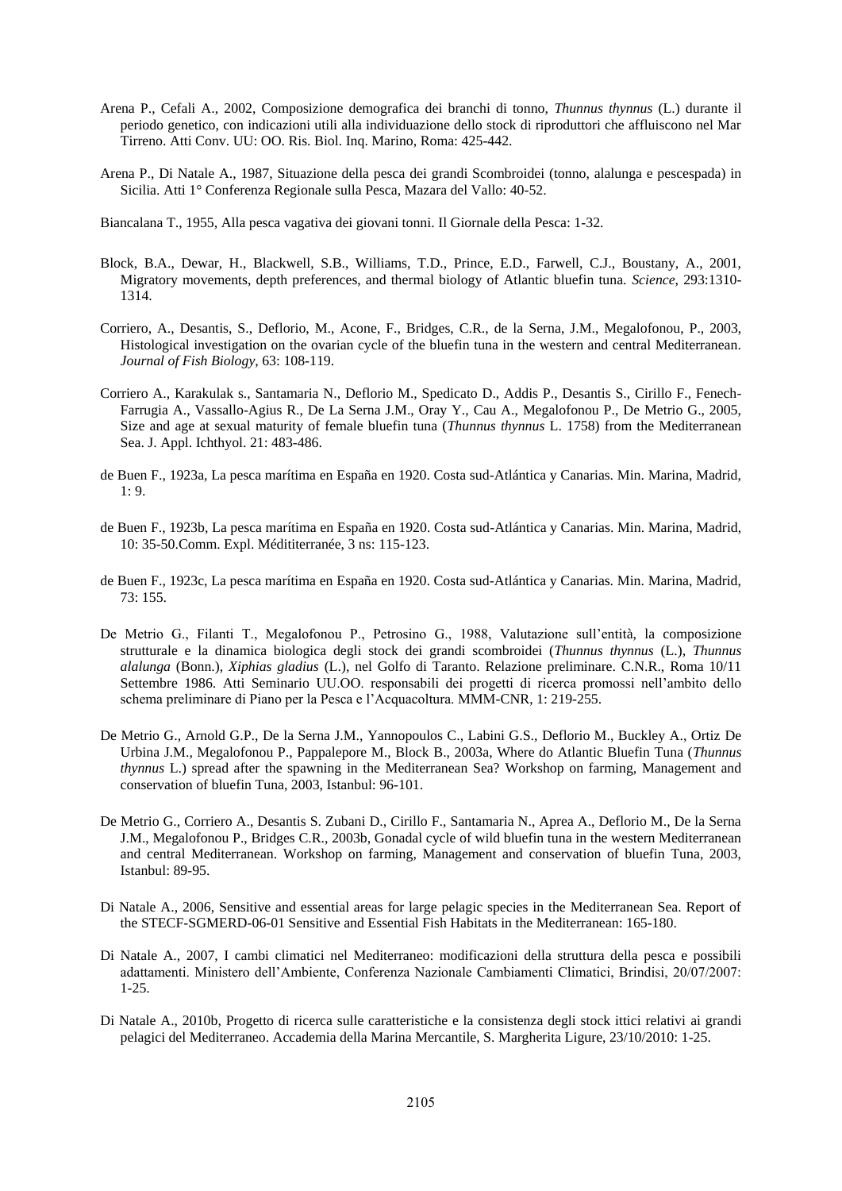Arena P., Cefali A., 2002, Composizione demografica dei branchi di tonno, *Thunnus thynnus* (L.) durante il periodo genetico, con indicazioni utili alla individuazione dello stock di riproduttori che affluiscono nel Mar Tirreno. Atti Conv. UU: OO. Ris. Biol. Inq. Marino, Roma: 425-442.

Arena P., Di Natale A., 1987, Situazione della pesca dei grandi Scombroidei (tonno, alalunga e pescespada) in Sicilia. Atti 1° Conferenza Regionale sulla Pesca, Mazara del Vallo: 40-52.

Biancalana T., 1955, Alla pesca vagativa dei giovani tonni. Il Giornale della Pesca: 1-32.

Block, B.A., Dewar, H., Blackwell, S.B., Williams, T.D., Prince, E.D., Farwell, C.J., Boustany, A., 2001, Migratory movements, depth preferences, and thermal biology of Atlantic bluefin tuna. *Science*, 293:1310-1314.

Corriero, A., Desantis, S., Deflorio, M., Acone, F., Bridges, C.R., de la Serna, J.M., Megalofonou, P., 2003, Histological investigation on the ovarian cycle of the bluefin tuna in the western and central Mediterranean. *Journal of Fish Biology*, 63: 108-119.

Corriero A., Karakulak s., Santamaria N., Deflorio M., Spedicato D., Addis P., Desantis S., Cirillo F., Fenech-Farrugia A., Vassallo-Agius R., De La Serna J.M., Oray Y., Cau A., Megalofonou P., De Metrio G., 2005, Size and age at sexual maturity of female bluefin tuna (*Thunnus thynnus* L. 1758) from the Mediterranean Sea. J. Appl. Ichthyol. 21: 483-486.

de Buen F., 1923a, La pesca marítima en España en 1920. Costa sud-Atlántica y Canarias. Min. Marina, Madrid, 1: 9.

de Buen F., 1923b, La pesca marítima en España en 1920. Costa sud-Atlántica y Canarias. Min. Marina, Madrid, 10: 35-50.Comm. Expl. Médititerranée, 3 ns: 115-123.

de Buen F., 1923c, La pesca marítima en España en 1920. Costa sud-Atlántica y Canarias. Min. Marina, Madrid, 73: 155.

De Metrio G., Filanti T., Megalofonou P., Petrosino G., 1988, Valutazione sull'entità, la composizione strutturale e la dinamica biologica degli stock dei grandi scombroidei (*Thunnus thynnus* (L.), *Thunnus alalunga* (Bonn.), *Xiphias gladius* (L.), nel Golfo di Taranto. Relazione preliminare. C.N.R., Roma 10/11 Settembre 1986. Atti Seminario UU.OO. responsabili dei progetti di ricerca promossi nell'ambito dello schema preliminare di Piano per la Pesca e l'Acquacoltura. MMM-CNR, 1: 219-255.

De Metrio G., Arnold G.P., De la Serna J.M., Yannopoulos C., Labini G.S., Deflorio M., Buckley A., Ortiz De Urbina J.M., Megalofonou P., Pappalepore M., Block B., 2003a, Where do Atlantic Bluefin Tuna (*Thunnus thynnus* L.) spread after the spawning in the Mediterranean Sea? Workshop on farming, Management and conservation of bluefin Tuna, 2003, Istanbul: 96-101.

De Metrio G., Corriero A., Desantis S. Zubani D., Cirillo F., Santamaria N., Aprea A., Deflorio M., De la Serna J.M., Megalofonou P., Bridges C.R., 2003b, Gonadal cycle of wild bluefin tuna in the western Mediterranean and central Mediterranean. Workshop on farming, Management and conservation of bluefin Tuna, 2003, Istanbul: 89-95.

Di Natale A., 2006, Sensitive and essential areas for large pelagic species in the Mediterranean Sea. Report of the STECF-SGMERD-06-01 Sensitive and Essential Fish Habitats in the Mediterranean: 165-180.

Di Natale A., 2007, I cambi climatici nel Mediterraneo: modificazioni della struttura della pesca e possibili adattamenti. Ministero dell'Ambiente, Conferenza Nazionale Cambiamenti Climatici, Brindisi, 20/07/2007: 1-25.

Di Natale A., 2010b, Progetto di ricerca sulle caratteristiche e la consistenza degli stock ittici relativi ai grandi pelagici del Mediterraneo. Accademia della Marina Mercantile, S. Margherita Ligure, 23/10/2010: 1-25.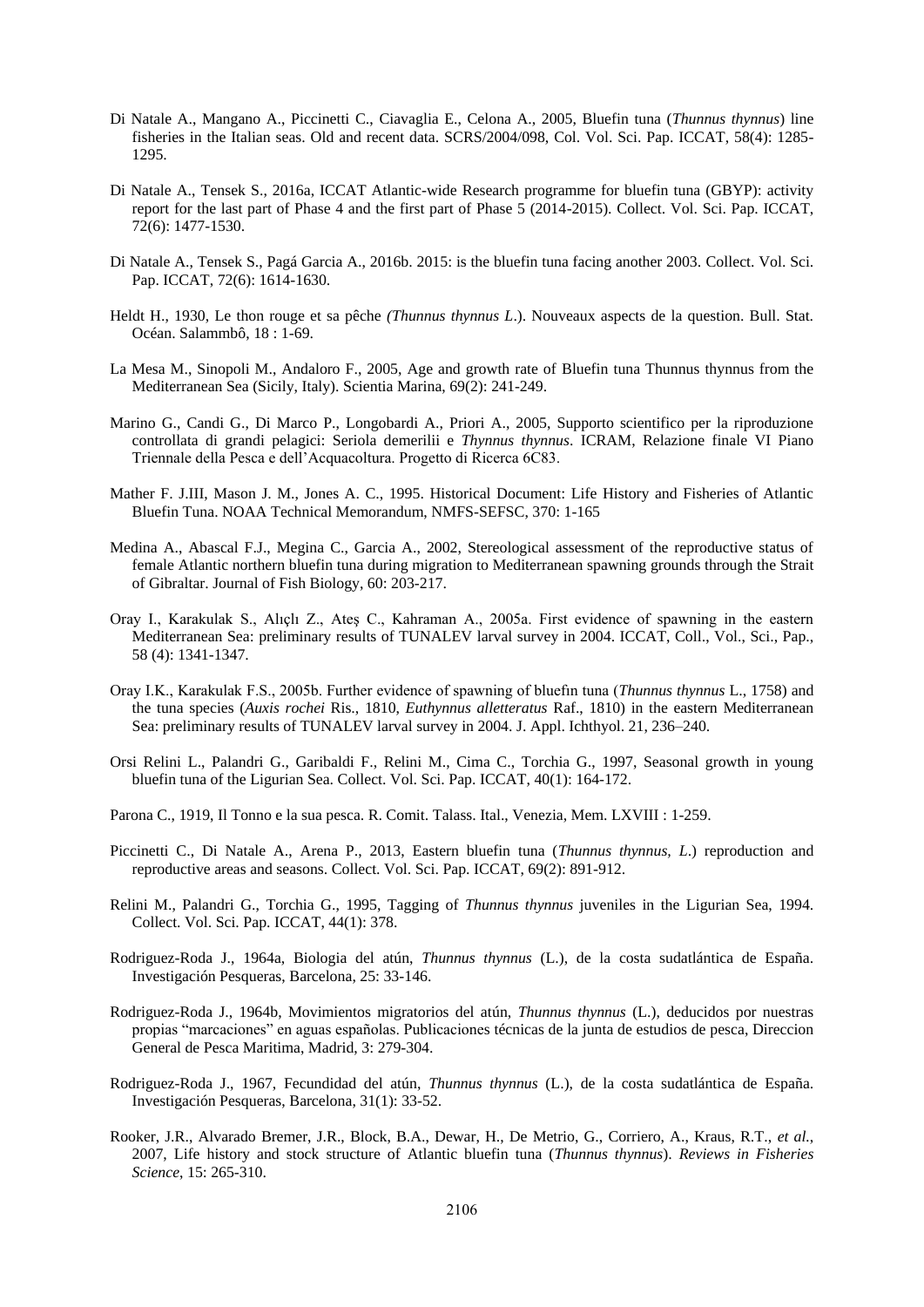Di Natale A., Mangano A., Piccinetti C., Ciavaglia E., Celona A., 2005, Bluefin tuna (*Thunnus thynnus*) line fisheries in the Italian seas. Old and recent data. SCRS/2004/098, Col. Vol. Sci. Pap. ICCAT, 58(4): 1285-1295.

Di Natale A., Tensek S., 2016a, ICCAT Atlantic-wide Research programme for bluefin tuna (GBYP): activity report for the last part of Phase 4 and the first part of Phase 5 (2014-2015). Collect. Vol. Sci. Pap. ICCAT, 72(6): 1477-1530.

Di Natale A., Tensek S., Pagá Garcia A., 2016b. 2015: is the bluefin tuna facing another 2003. Collect. Vol. Sci. Pap. ICCAT, 72(6): 1614-1630.

Heldt H., 1930, Le thon rouge et sa pêche *(Thunnus thynnus L.*). Nouveaux aspects de la question. Bull. Stat. Océan. Salammbô, 18 : 1-69.

La Mesa M., Sinopoli M., Andaloro F., 2005, Age and growth rate of Bluefin tuna Thunnus thynnus from the Mediterranean Sea (Sicily, Italy). Scientia Marina, 69(2): 241-249.

Marino G., Candi G., Di Marco P., Longobardi A., Priori A., 2005, Supporto scientifico per la riproduzione controllata di grandi pelagici: Seriola demerilii e *Thynnus thynnus*. ICRAM, Relazione finale VI Piano Triennale della Pesca e dell'Acquacoltura. Progetto di Ricerca 6C83.

Mather F. J.III, Mason J. M., Jones A. C., 1995. Historical Document: Life History and Fisheries of Atlantic Bluefin Tuna. NOAA Technical Memorandum, NMFS-SEFSC, 370: 1-165

Medina A., Abascal F.J., Megina C., Garcia A., 2002, Stereological assessment of the reproductive status of female Atlantic northern bluefin tuna during migration to Mediterranean spawning grounds through the Strait of Gibraltar. Journal of Fish Biology, 60: 203-217.

Oray I., Karakulak S., Alıçlı Z., Ateş C., Kahraman A., 2005a. First evidence of spawning in the eastern Mediterranean Sea: preliminary results of TUNALEV larval survey in 2004. ICCAT, Coll., Vol., Sci., Pap., 58 (4): 1341-1347.

Oray I.K., Karakulak F.S., 2005b. Further evidence of spawning of bluefin tuna (*Thunnus thynnus* L., 1758) and the tuna species (*Auxis rochei* Ris., 1810, *Euthynnus alletteratus* Raf., 1810) in the eastern Mediterranean Sea: preliminary results of TUNALEV larval survey in 2004. J. Appl. Ichthyol. 21, 236–240.

Orsi Relini L., Palandri G., Garibaldi F., Relini M., Cima C., Torchia G., 1997, Seasonal growth in young bluefin tuna of the Ligurian Sea. Collect. Vol. Sci. Pap. ICCAT, 40(1): 164-172.

Parona C., 1919, Il Tonno e la sua pesca. R. Comit. Talass. Ital., Venezia, Mem. LXVIII : 1-259.

Piccinetti C., Di Natale A., Arena P., 2013, Eastern bluefin tuna (*Thunnus thynnus, L*.) reproduction and reproductive areas and seasons. Collect. Vol. Sci. Pap. ICCAT, 69(2): 891-912.

Relini M., Palandri G., Torchia G., 1995, Tagging of *Thunnus thynnus* juveniles in the Ligurian Sea, 1994. Collect. Vol. Sci. Pap. ICCAT, 44(1): 378.

Rodriguez-Roda J., 1964a, Biologia del atún, *Thunnus thynnus* (L.), de la costa sudatlántica de España. Investigación Pesqueras, Barcelona, 25: 33-146.

Rodriguez-Roda J., 1964b, Movimientos migratorios del atún, *Thunnus thynnus* (L.), deducidos por nuestras propias "marcaciones" en aguas españolas. Publicaciones técnicas de la junta de estudios de pesca, Direccion General de Pesca Maritima, Madrid, 3: 279-304.

Rodriguez-Roda J., 1967, Fecundidad del atún, *Thunnus thynnus* (L.), de la costa sudatlántica de España. Investigación Pesqueras, Barcelona, 31(1): 33-52.

Rooker, J.R., Alvarado Bremer, J.R., Block, B.A., Dewar, H., De Metrio, G., Corriero, A., Kraus, R.T., *et al.*, 2007, Life history and stock structure of Atlantic bluefin tuna (*Thunnus thynnus*). *Reviews in Fisheries Science*, 15: 265-310.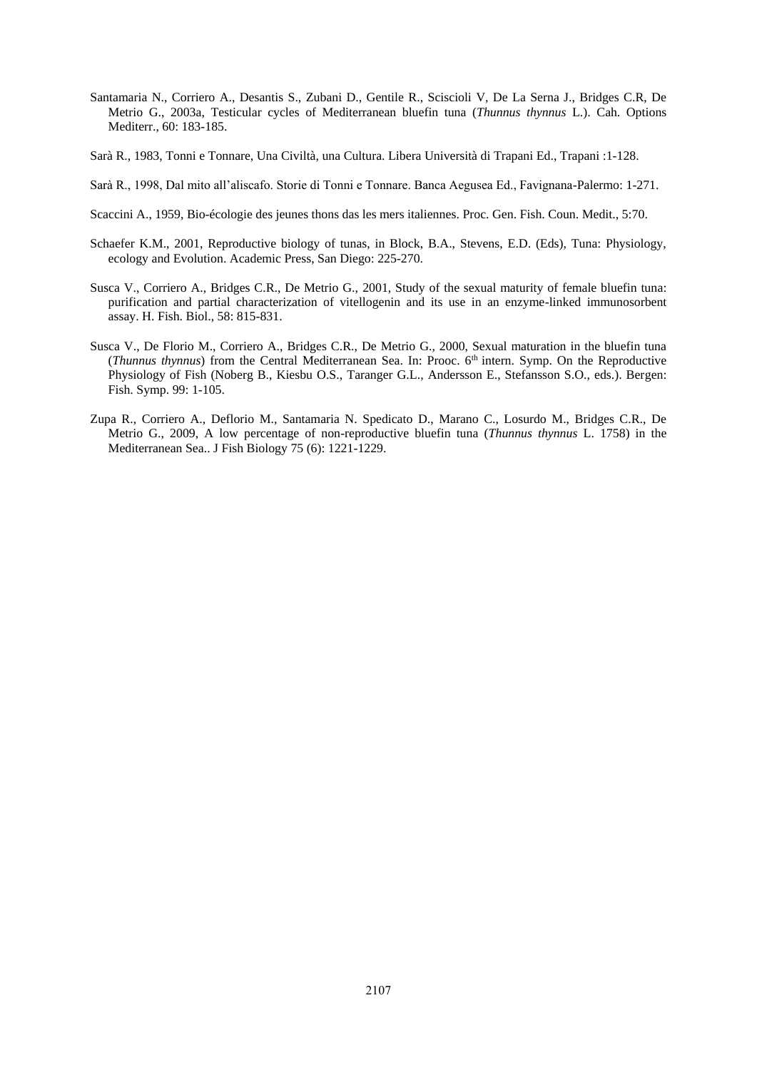Santamaria N., Corriero A., Desantis S., Zubani D., Gentile R., Sciscioli V, De La Serna J., Bridges C.R, De Metrio G., 2003a, Testicular cycles of Mediterranean bluefin tuna (*Thunnus thynnus* L.). Cah. Options Mediterr., 60: 183-185.

Sarà R., 1983, Tonni e Tonnare, Una Civiltà, una Cultura. Libera Università di Trapani Ed., Trapani :1-128.

Sarà R., 1998, Dal mito all'aliscafo. Storie di Tonni e Tonnare. Banca Aegusea Ed., Favignana-Palermo: 1-271.

Scaccini A., 1959, Bio-écologie des jeunes thons das les mers italiennes. Proc. Gen. Fish. Coun. Medit., 5:70.

Schaefer K.M., 2001, Reproductive biology of tunas, in Block, B.A., Stevens, E.D. (Eds), Tuna: Physiology, ecology and Evolution. Academic Press, San Diego: 225-270.

Susca V., Corriero A., Bridges C.R., De Metrio G., 2001, Study of the sexual maturity of female bluefin tuna: purification and partial characterization of vitellogenin and its use in an enzyme-linked immunosorbent assay. H. Fish. Biol., 58: 815-831.

Susca V., De Florio M., Corriero A., Bridges C.R., De Metrio G., 2000, Sexual maturation in the bluefin tuna (*Thunnus thynnus*) from the Central Mediterranean Sea. In: Prooc. 6th intern. Symp. On the Reproductive Physiology of Fish (Noberg B., Kiesbu O.S., Taranger G.L., Andersson E., Stefansson S.O., eds.). Bergen: Fish. Symp. 99: 1-105.

Zupa R., Corriero A., Deflorio M., Santamaria N. Spedicato D., Marano C., Losurdo M., Bridges C.R., De Metrio G., 2009, A low percentage of non-reproductive bluefin tuna (*Thunnus thynnus* L. 1758) in the Mediterranean Sea.. J Fish Biology 75 (6): 1221-1229.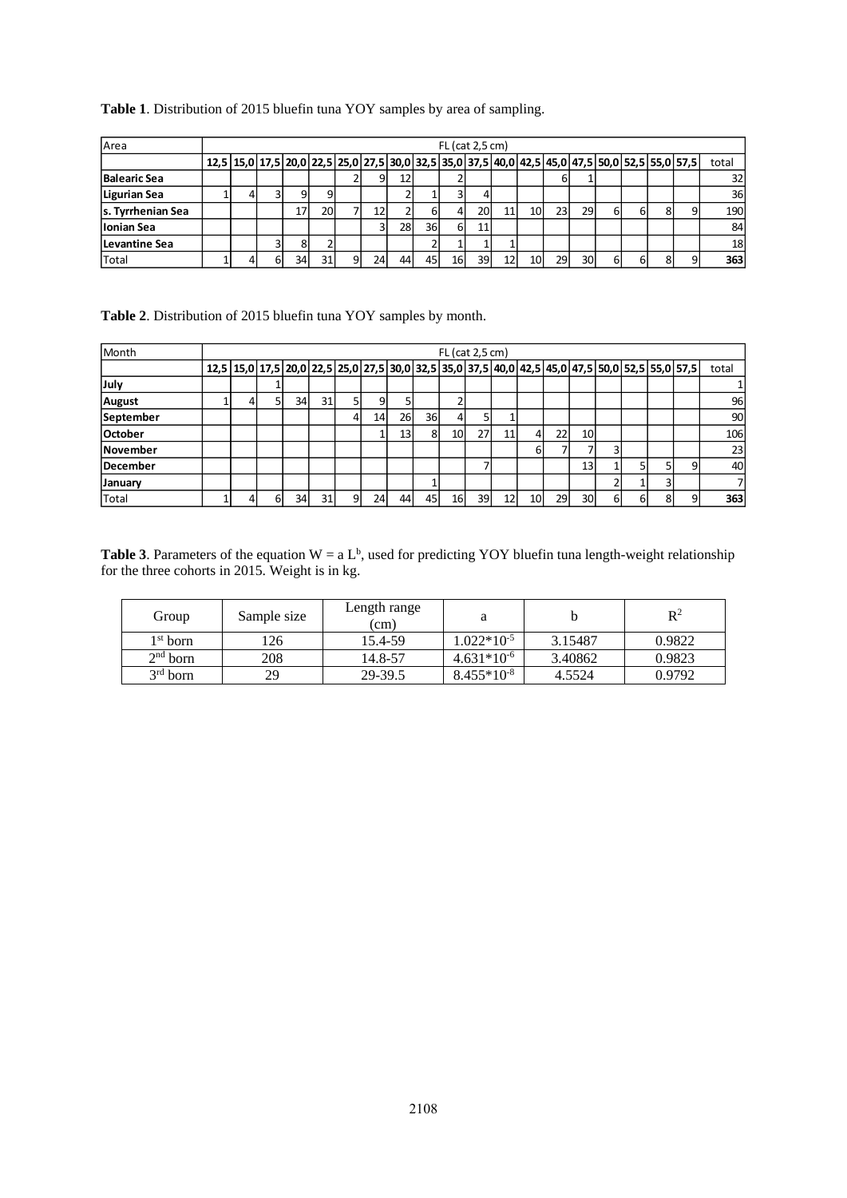**Table 1**. Distribution of 2015 bluefin tuna YOY samples by area of sampling.

| Area | FL (cat 2,5 cm) | | | | | | | | | | | | | | | | | | | |
|---|---|---|---|---|---|---|---|---|---|---|---|---|---|---|---|---|---|---|---|---|
| | 12,5 | 15,0 | 17,5 | 20,0 | 22,5 | 25,0 | 27,5 | 30,0 | 32,5 | 35,0 | 37,5 | 40,0 | 42,5 | 45,0 | 47,5 | 50,0 | 52,5 | 55,0 | 57,5 | total |
| **Balearic Sea** | | | | | | 2 | 9 | 12 | | 2 | | | | 6 | 1 | | | | | 32 |
| **Ligurian Sea** | 1 | 4 | 3 | 9 | 9 | | | 2 | 1 | 3 | 4 | | | | | | | | | 36 |
| **s. Tyrrhenian Sea** | | | | 17 | 20 | 7 | 12 | 2 | 6 | 4 | 20 | 11 | 10 | 23 | 29 | 6 | 6 | 8 | 9 | 190 |
| **Ionian Sea** | | | | | | | 3 | 28 | 36 | 6 | 11 | | | | | | | | | 84 |
| **Levantine Sea** | | | 3 | 8 | 2 | | | | 2 | 1 | 1 | 1 | | | | | | | | 18 |
| Total | 1 | 4 | 6 | 34 | 31 | 9 | 24 | 44 | 45 | 16 | 39 | 12 | 10 | 29 | 30 | 6 | 6 | 8 | 9 | **363** |

**Table 2**. Distribution of 2015 bluefin tuna YOY samples by month.

| Month | FL (cat 2,5 cm) | | | | | | | | | | | | | | | | | | | |
|---|---|---|---|---|---|---|---|---|---|---|---|---|---|---|---|---|---|---|---|---|
| | 12,5 | 15,0 | 17,5 | 20,0 | 22,5 | 25,0 | 27,5 | 30,0 | 32,5 | 35,0 | 37,5 | 40,0 | 42,5 | 45,0 | 47,5 | 50,0 | 52,5 | 55,0 | 57,5 | total |
| **July** | | | 1 | | | | | | | | | | | | | | | | | 1 |
| **August** | 1 | 4 | 5 | 34 | 31 | 5 | 9 | 5 | | 2 | | | | | | | | | | 96 |
| **September** | | | | | | 4 | 14 | 26 | 36 | 4 | 5 | 1 | | | | | | | | 90 |
| **October** | | | | | | | 1 | 13 | 8 | 10 | 27 | 11 | 4 | 22 | 10 | | | | | 106 |
| **November** | | | | | | | | | | | | | 6 | 7 | 7 | 3 | | | | 23 |
| **December** | | | | | | | | | | | 7 | | | | 13 | 1 | 5 | 5 | 9 | 40 |
| **January** | | | | | | | | | 1 | | | | | | | 2 | 1 | 3 | | 7 |
| Total | 1 | 4 | 6 | 34 | 31 | 9 | 24 | 44 | 45 | 16 | 39 | 12 | 10 | 29 | 30 | 6 | 6 | 8 | 9 | **363** |

**Table 3**. Parameters of the equation $W = a L^b$, used for predicting YOY bluefin tuna length-weight relationship for the three cohorts in 2015. Weight is in kg.

| Group | Sample size | Length range (cm) | a | b | $R^2$ |
|---|---|---|---|---|---|
| 1st born | 126 | 15.4-59 | $1.022*10^{-5}$ | 3.15487 | 0.9822 |
| 2nd born | 208 | 14.8-57 | $4.631*10^{-6}$ | 3.40862 | 0.9823 |
| 3rd born | 29 | 29-39.5 | $8.455*10^{-8}$ | 4.5524 | 0.9792 |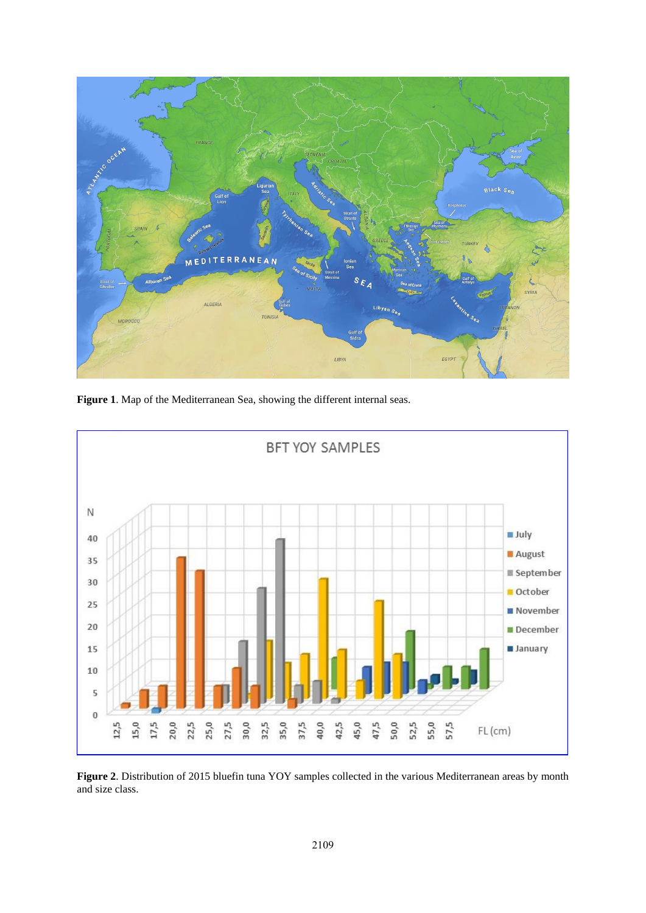**Figure 1**. Map of the Mediterranean Sea, showing the different internal seas.

**Figure 2**. Distribution of 2015 bluefin tuna YOY samples collected in the various Mediterranean areas by month and size class.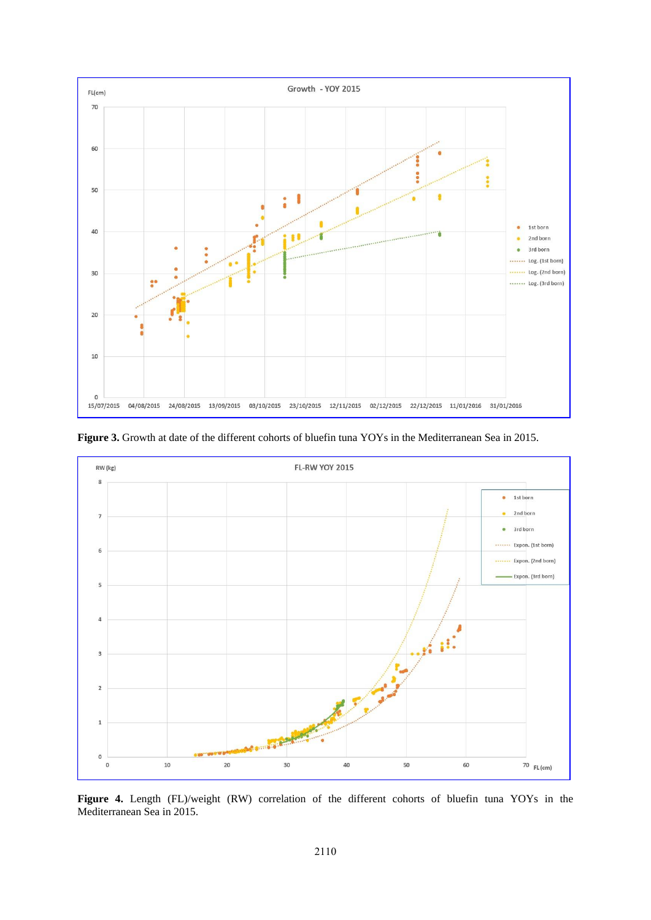**Figure 3.** Growth at date of the different cohorts of bluefin tuna YOYs in the Mediterranean Sea in 2015.

**Figure 4.** Length (FL)/weight (RW) correlation of the different cohorts of bluefin tuna YOYs in the Mediterranean Sea in 2015.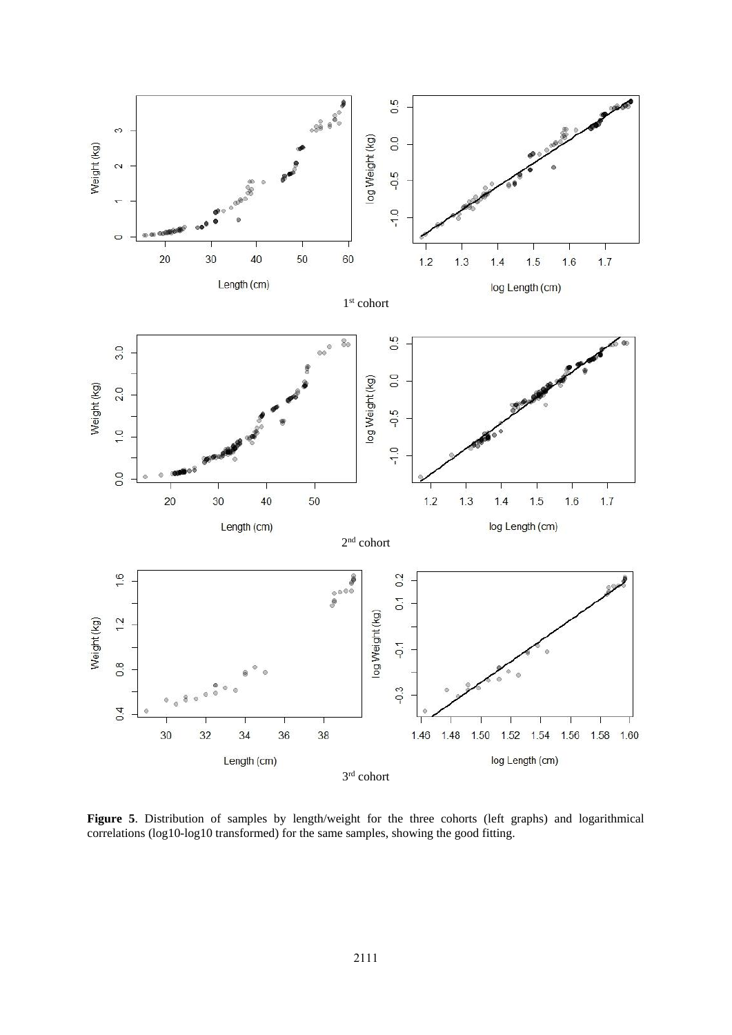Weight (kg)

3
2
1
0

20 30 40 50 60

Length (cm)

log Weight (kg)

0.5
0.0
-0.5
-1.0

1.2 1.3 1.4 1.5 1.6 1.7

log Length (cm)

1st cohort

Weight (kg)

3.0
2.0
1.0
0.0

20 30 40 50

Length (cm)

log Weight (kg)

0.5
0.0
-0.5
-1.0

1.2 1.3 1.4 1.5 1.6 1.7

log Length (cm)

2nd cohort

Weight (kg)

1.6
1.2
0.8
0.4

30 32 34 36 38

Length (cm)

log Weight (kg)

0.2
0.1
-0.1
-0.3

1.46 1.48 1.50 1.52 1.54 1.56 1.58 1.60

log Length (cm)

3rd cohort

**Figure 5**. Distribution of samples by length/weight for the three cohorts (left graphs) and logarithmical correlations (log10-log10 transformed) for the same samples, showing the good fitting.